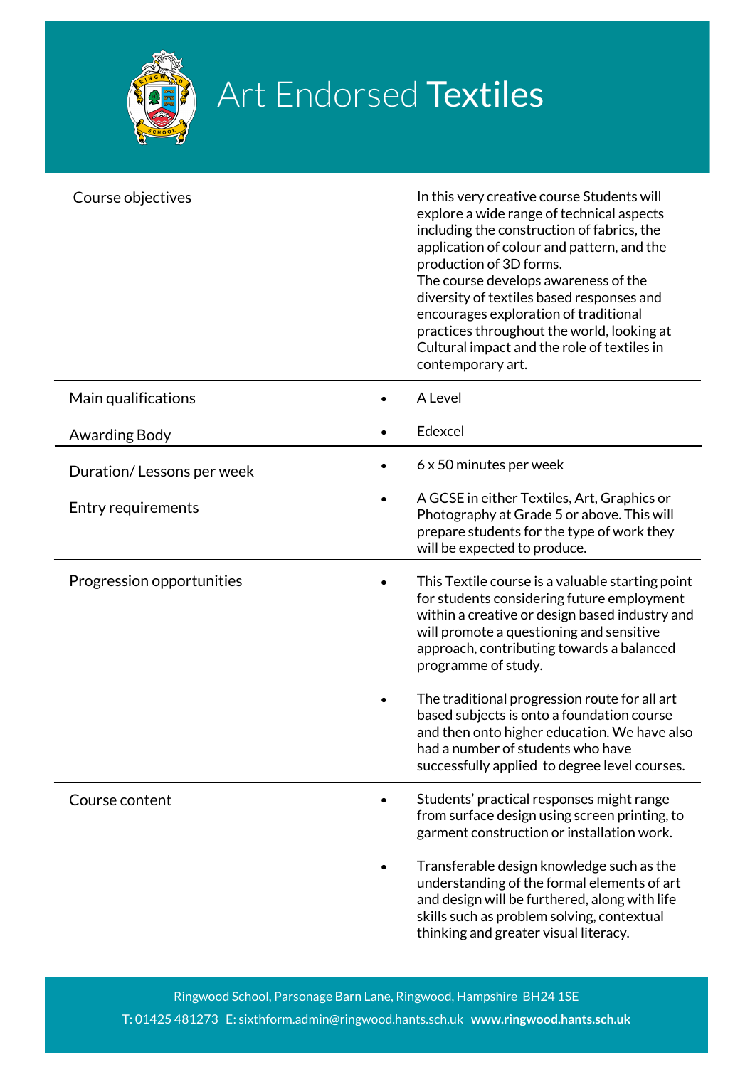# Art Endorsed **Textiles**

| | |
|---|---|
| Course objectives | In this very creative course Students will explore a wide range of technical aspects including the construction of fabrics, the application of colour and pattern, and the production of 3D forms.<br>The course develops awareness of the diversity of textiles based responses and encourages exploration of traditional practices throughout the world, looking at Cultural impact and the role of textiles in contemporary art. |
| Main qualifications | • A Level |
| Awarding Body | • Edexcel |
| Duration/ Lessons per week | • 6 x 50 minutes per week |
| Entry requirements | • A GCSE in either Textiles, Art, Graphics or Photography at Grade 5 or above. This will prepare students for the type of work they will be expected to produce. |
| Progression opportunities | • This Textile course is a valuable starting point for students considering future employment within a creative or design based industry and will promote a questioning and sensitive approach, contributing towards a balanced programme of study.<br>• The traditional progression route for all art based subjects is onto a foundation course and then onto higher education. We have also had a number of students who have successfully applied to degree level courses. |
| Course content | • Students' practical responses might range from surface design using screen printing, to garment construction or installation work.<br>• Transferable design knowledge such as the understanding of the formal elements of art and design will be furthered, along with life skills such as problem solving, contextual thinking and greater visual literacy. |

Ringwood School, Parsonage Barn Lane, Ringwood, Hampshire BH24 1SE

T: 01425 481273 E: sixthform.admin@ringwood.hants.sch.uk **www.ringwood.hants.sch.uk**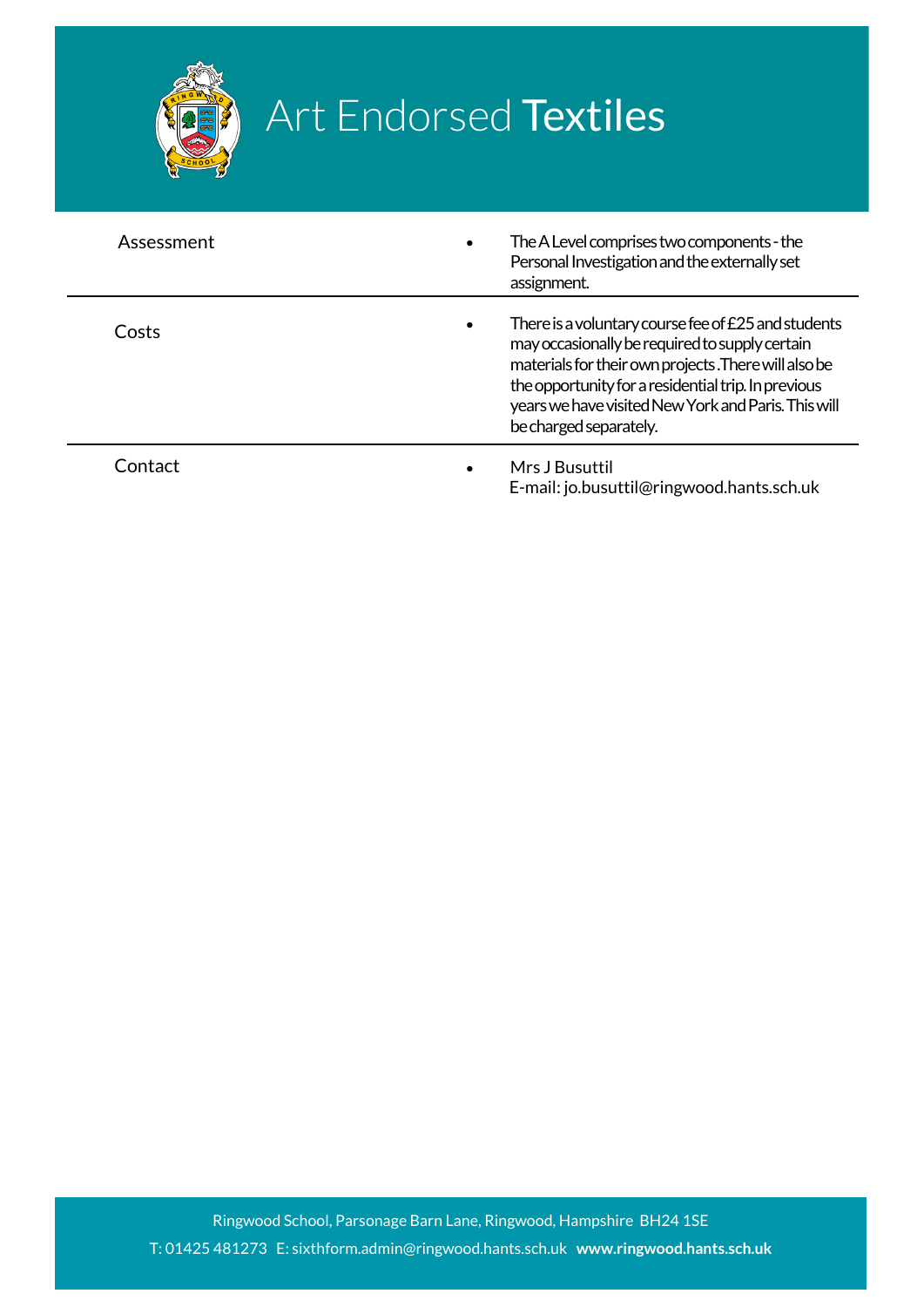# Art Endorsed **Textiles**

| | |
|---|---|
| Assessment | • The A Level comprises two components - the Personal Investigation and the externally set assignment. |
| Costs | • There is a voluntary course fee of £25 and students may occasionally be required to supply certain materials for their own projects .There will also be the opportunity for a residential trip. In previous years we have visited New York and Paris. This will be charged separately. |
| Contact | • Mrs J Busuttil<br>E-mail: jo.busuttil@ringwood.hants.sch.uk |

Ringwood School, Parsonage Barn Lane, Ringwood, Hampshire BH24 1SE

T: 01425 481273 E: sixthform.admin@ringwood.hants.sch.uk **www.ringwood.hants.sch.uk**